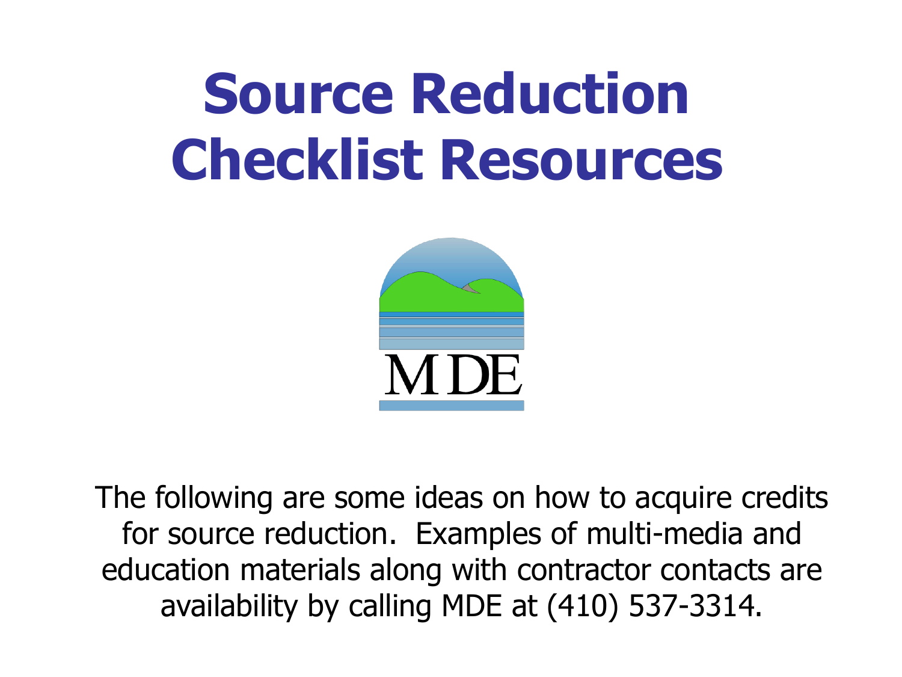# Source Reduction Checklist Resources

MDE

The following are some ideas on how to acquire credits for source reduction. Examples of multi-media and education materials along with contractor contacts are availability by calling MDE at (410) 537-3314.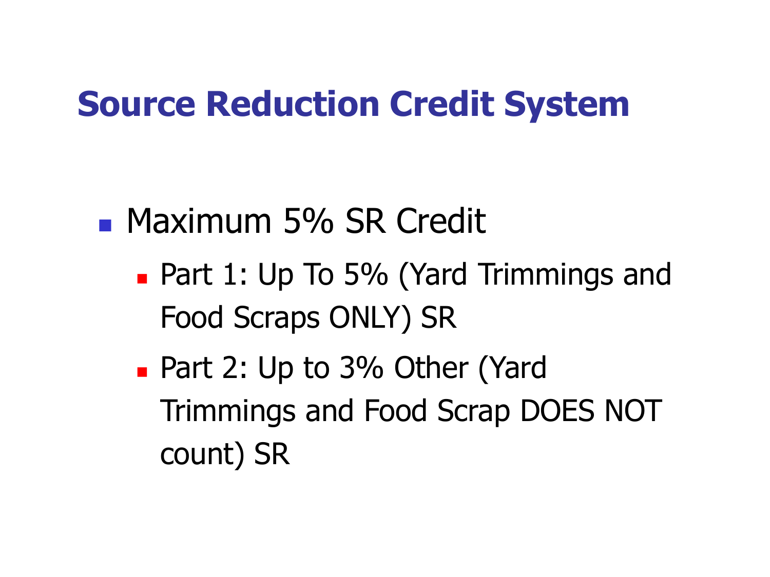# Source Reduction Credit System

- Maximum 5% SR Credit
  - Part 1: Up To 5% (Yard Trimmings and Food Scraps ONLY) SR
  - Part 2: Up to 3% Other (Yard Trimmings and Food Scrap DOES NOT count) SR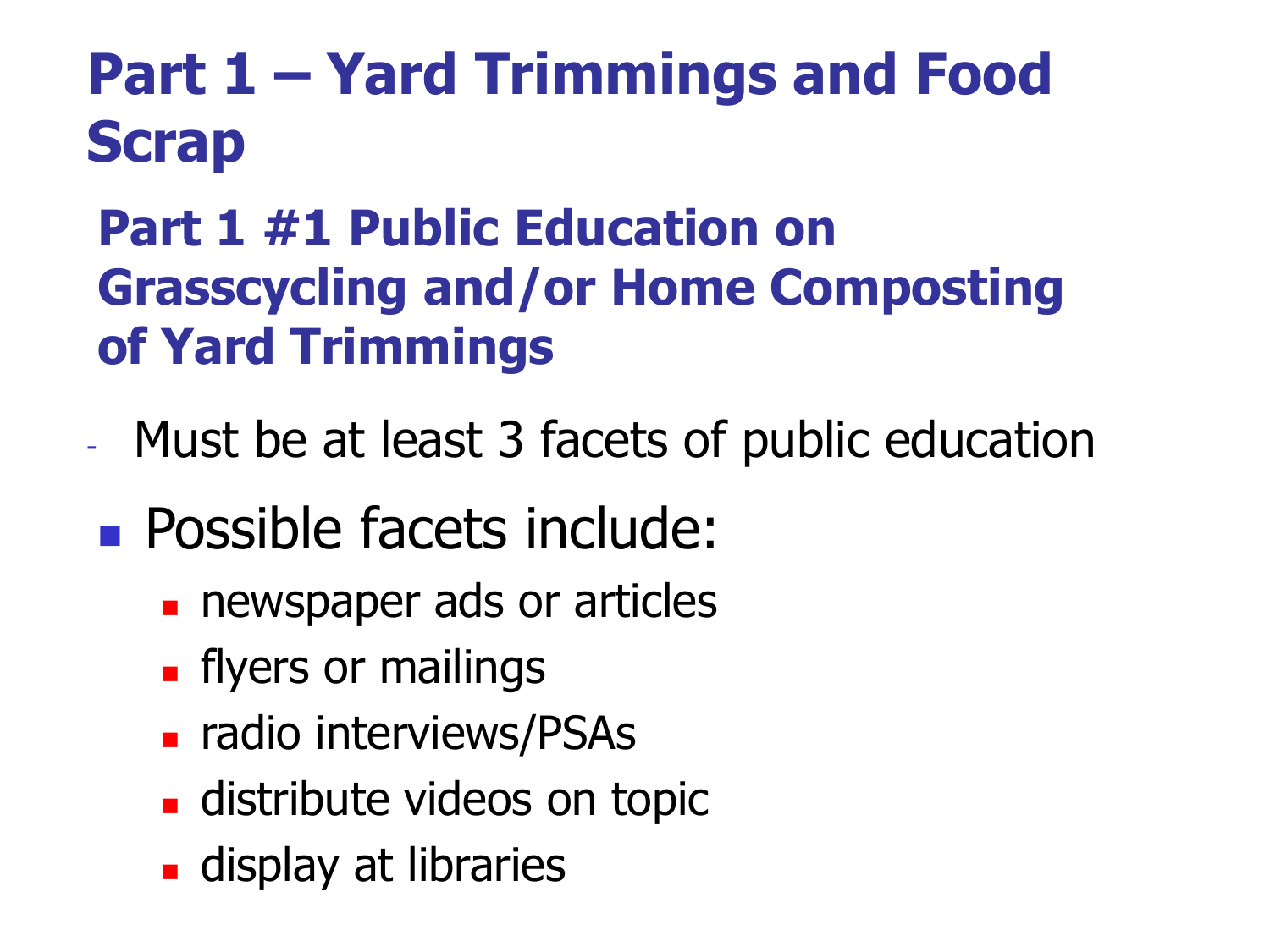# Part 1 – Yard Trimmings and Food Scrap

## Part 1 #1 Public Education on Grasscycling and/or Home Composting of Yard Trimmings

- Must be at least 3 facets of public education

- Possible facets include:
  - newspaper ads or articles
  - flyers or mailings
  - radio interviews/PSAs
  - distribute videos on topic
  - display at libraries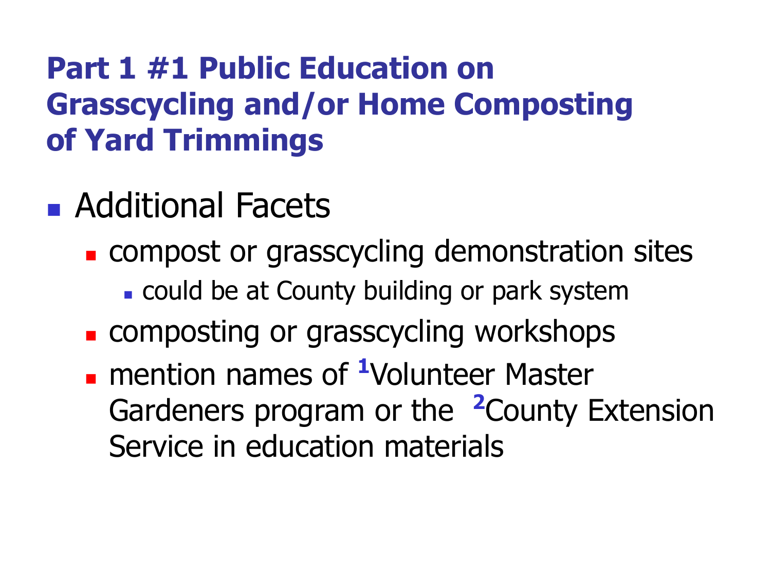## Part 1 #1 Public Education on Grasscycling and/or Home Composting of Yard Trimmings

- Additional Facets
  - compost or grasscycling demonstration sites
    - could be at County building or park system
  - composting or grasscycling workshops
  - mention names of [1]Volunteer Master Gardeners program or the [2]County Extension Service in education materials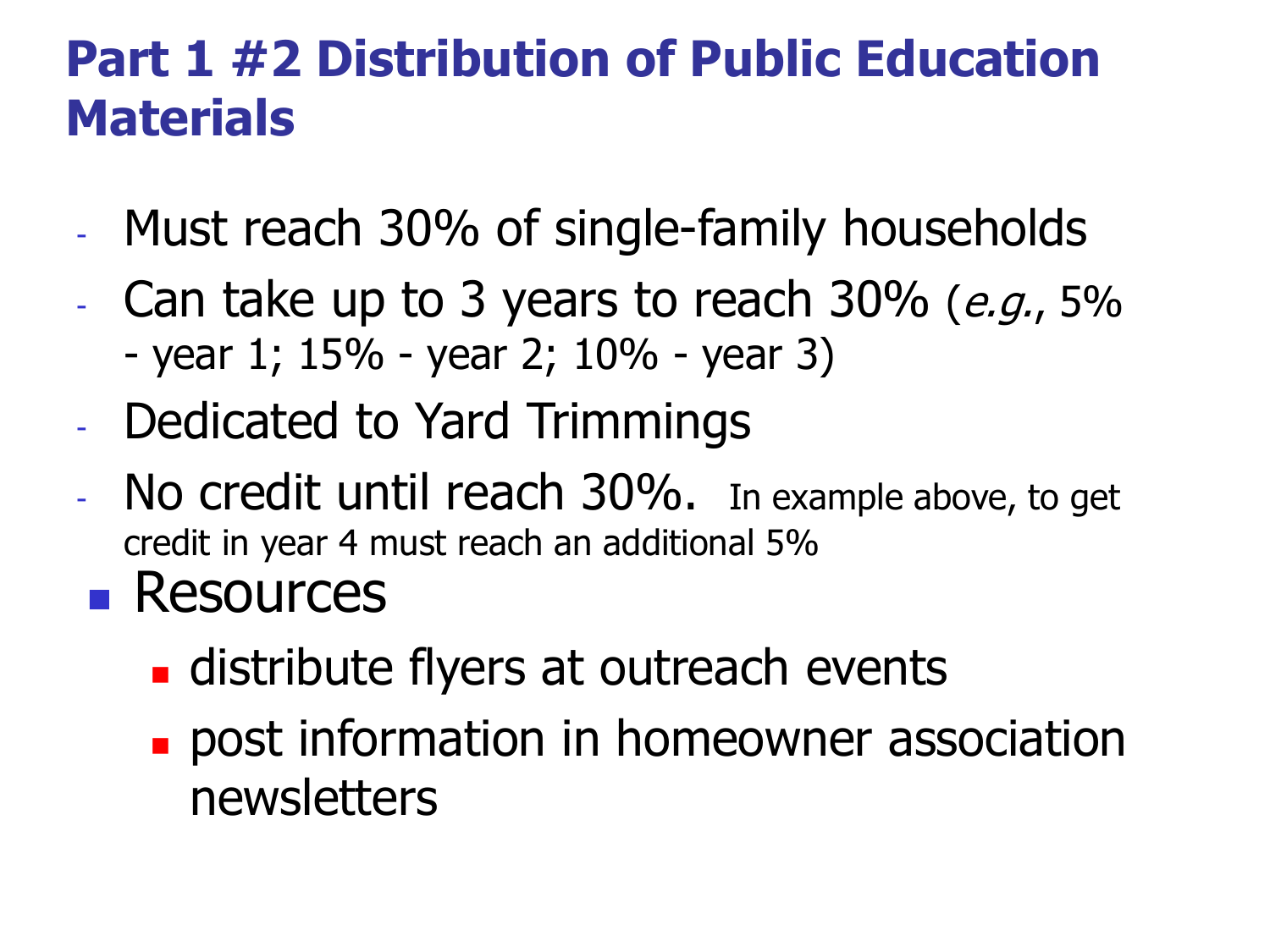# Part 1 #2 Distribution of Public Education Materials

- Must reach 30% of single-family households
- Can take up to 3 years to reach 30% (*e.g.*, 5% - year 1; 15% - year 2; 10% - year 3)
- Dedicated to Yard Trimmings
- No credit until reach 30%. In example above, to get credit in year 4 must reach an additional 5%

- Resources
  - distribute flyers at outreach events
  - post information in homeowner association newsletters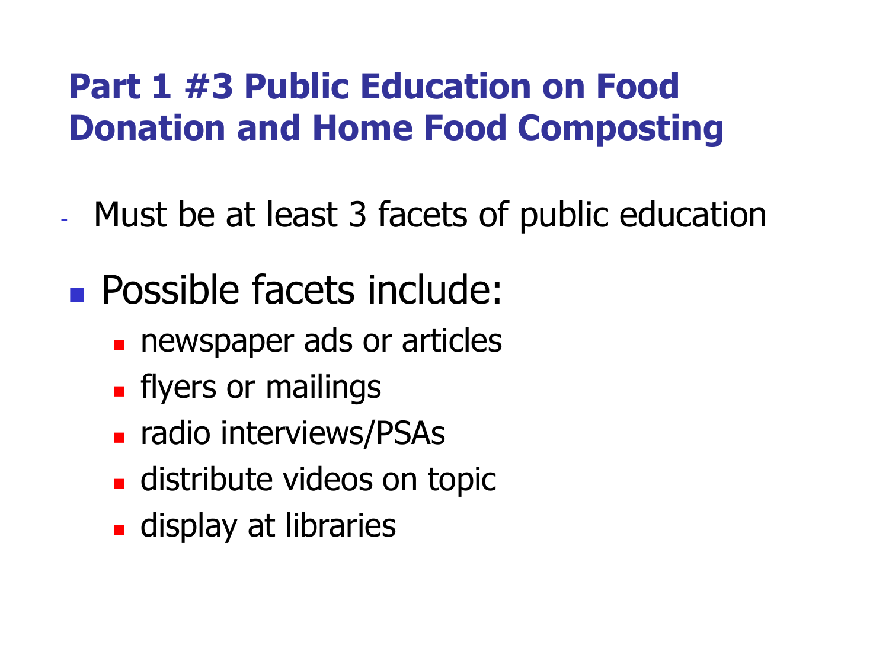## Part 1 #3 Public Education on Food Donation and Home Food Composting

- Must be at least 3 facets of public education

- Possible facets include:
  - newspaper ads or articles
  - flyers or mailings
  - radio interviews/PSAs
  - distribute videos on topic
  - display at libraries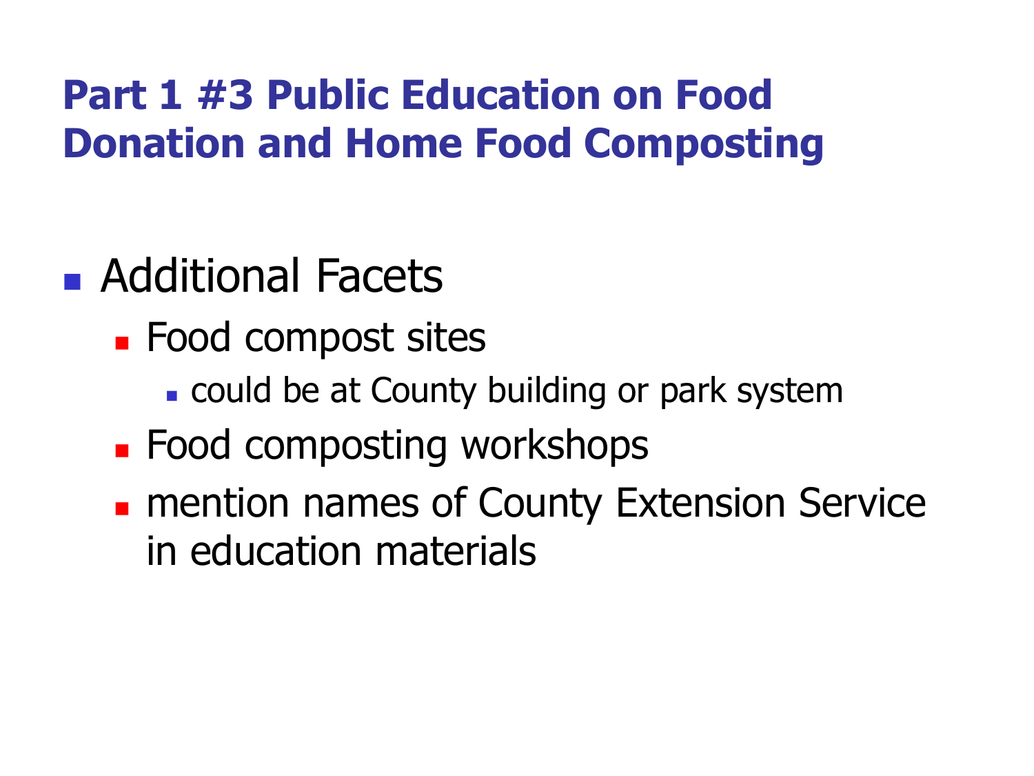## Part 1 #3 Public Education on Food Donation and Home Food Composting

- Additional Facets
  - Food compost sites
    - could be at County building or park system
  - Food composting workshops
  - mention names of County Extension Service in education materials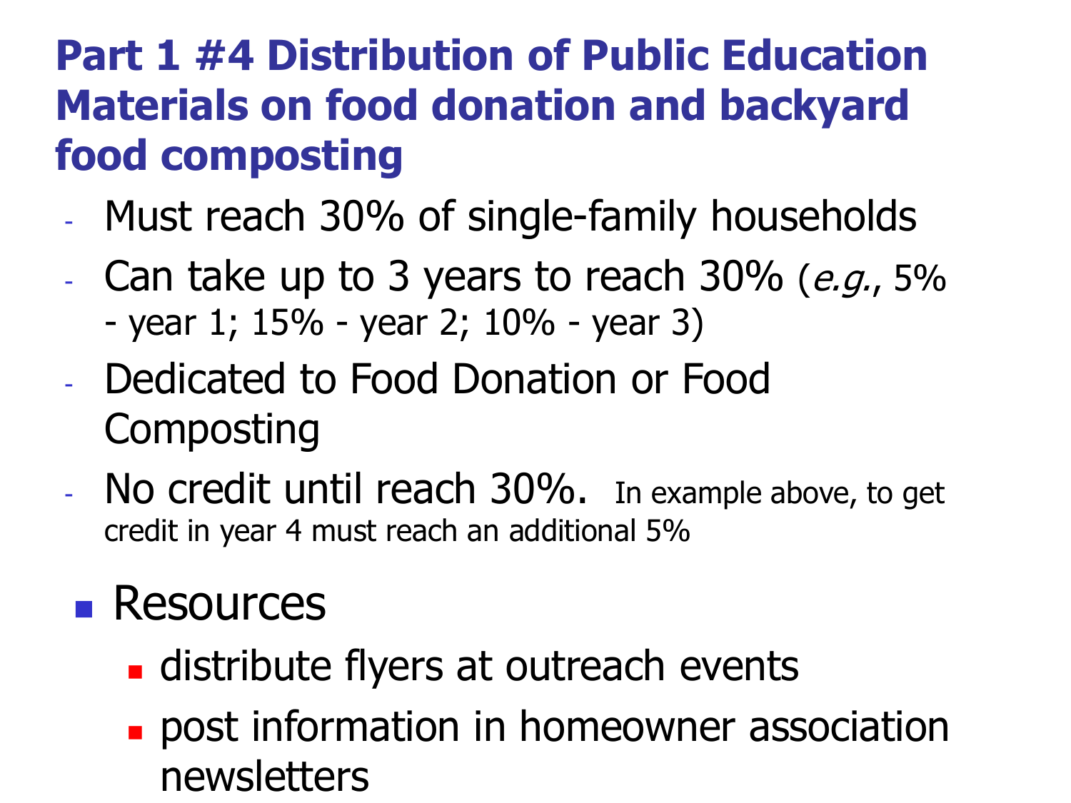## Part 1 #4 Distribution of Public Education Materials on food donation and backyard food composting

- Must reach 30% of single-family households
- Can take up to 3 years to reach 30% (*e.g.*, 5% - year 1; 15% - year 2; 10% - year 3)
- Dedicated to Food Donation or Food Composting
- No credit until reach 30%. In example above, to get credit in year 4 must reach an additional 5%

- Resources
  - distribute flyers at outreach events
  - post information in homeowner association newsletters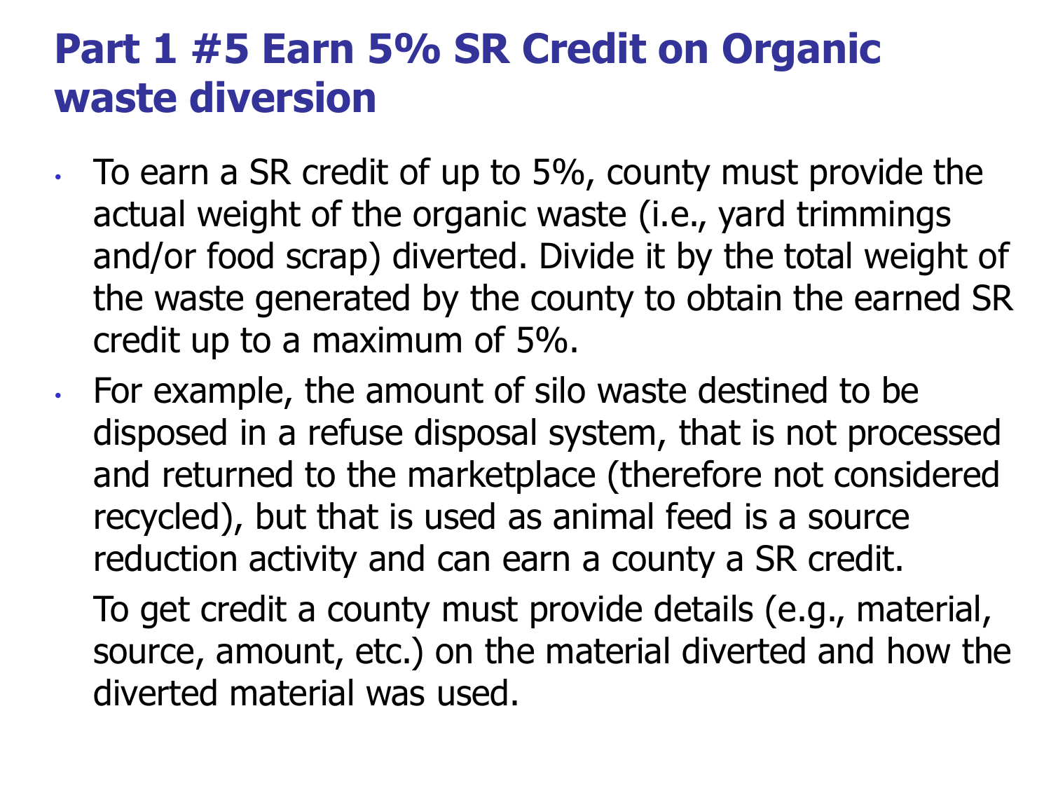# Part 1 #5 Earn 5% SR Credit on Organic waste diversion

- To earn a SR credit of up to 5%, county must provide the actual weight of the organic waste (i.e., yard trimmings and/or food scrap) diverted. Divide it by the total weight of the waste generated by the county to obtain the earned SR credit up to a maximum of 5%.
- For example, the amount of silo waste destined to be disposed in a refuse disposal system, that is not processed and returned to the marketplace (therefore not considered recycled), but that is used as animal feed is a source reduction activity and can earn a county a SR credit.

  To get credit a county must provide details (e.g., material, source, amount, etc.) on the material diverted and how the diverted material was used.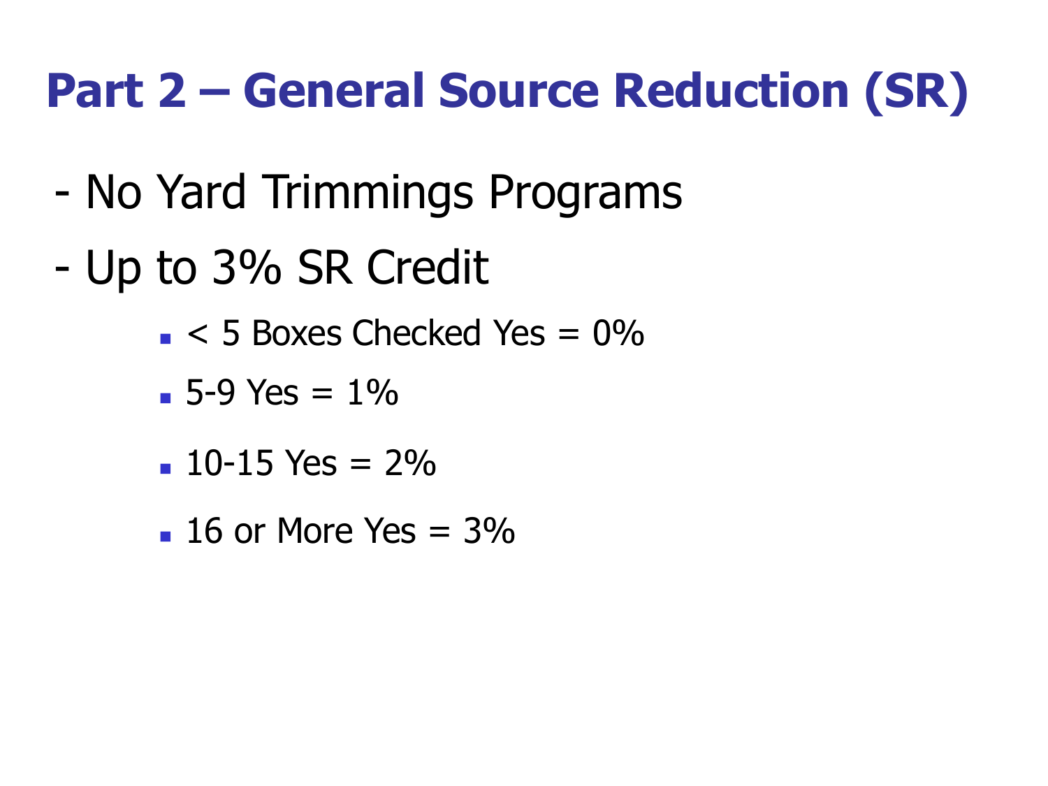# Part 2 – General Source Reduction (SR)

- No Yard Trimmings Programs
- Up to 3% SR Credit
  - < 5 Boxes Checked Yes = 0%
  - 5-9 Yes = 1%
  - 10-15 Yes = 2%
  - 16 or More Yes = 3%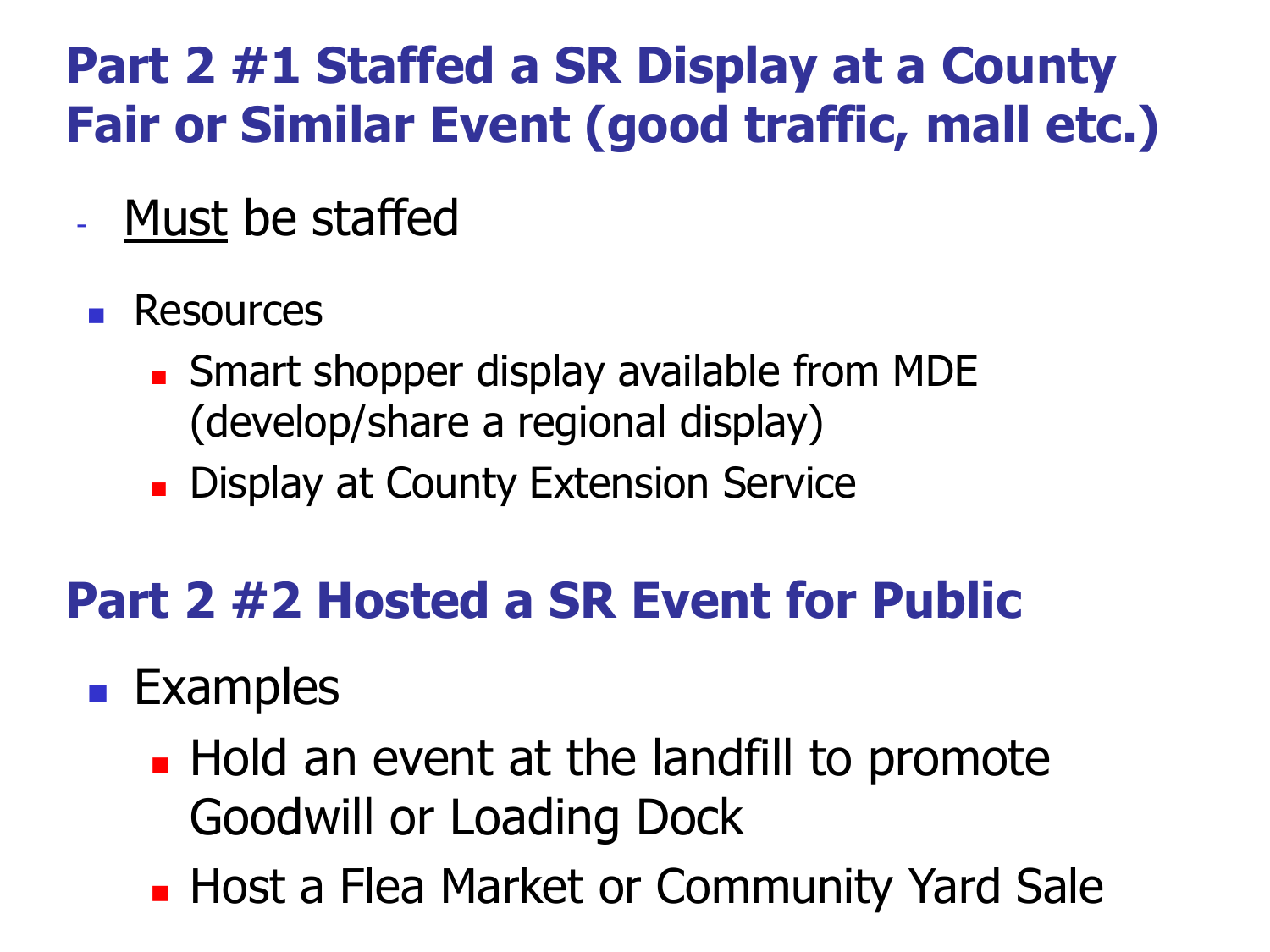## Part 2 #1 Staffed a SR Display at a County Fair or Similar Event (good traffic, mall etc.)

- Must be staffed

- Resources
  - Smart shopper display available from MDE (develop/share a regional display)
  - Display at County Extension Service

## Part 2 #2 Hosted a SR Event for Public

- Examples
  - Hold an event at the landfill to promote Goodwill or Loading Dock
  - Host a Flea Market or Community Yard Sale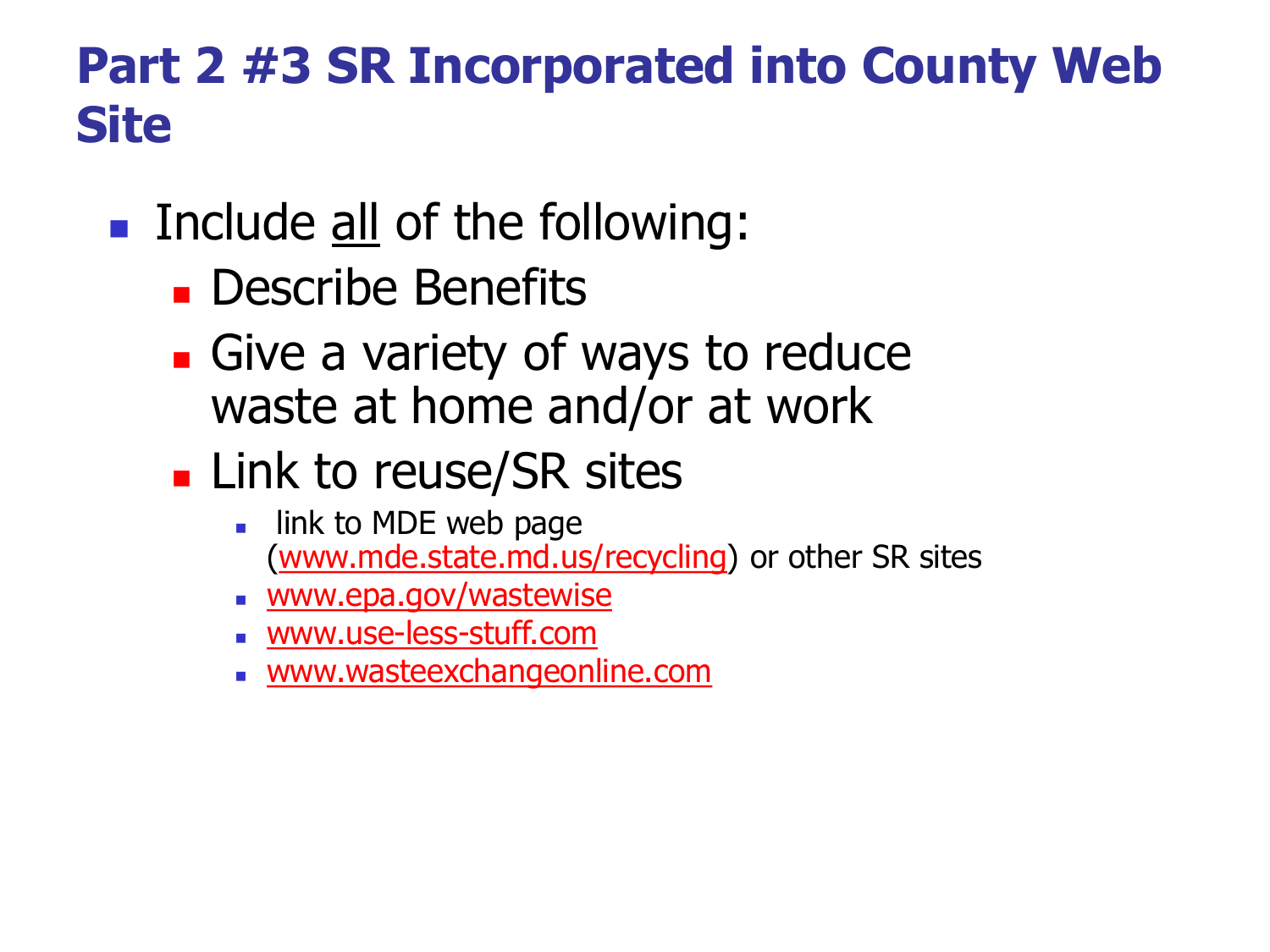# Part 2 #3 SR Incorporated into County Web Site

- Include <u>all</u> of the following:
  - Describe Benefits
  - Give a variety of ways to reduce waste at home and/or at work
  - Link to reuse/SR sites
    - link to MDE web page (www.mde.state.md.us/recycling) or other SR sites
    - www.epa.gov/wastewise
    - www.use-less-stuff.com
    - www.wasteexchangeonline.com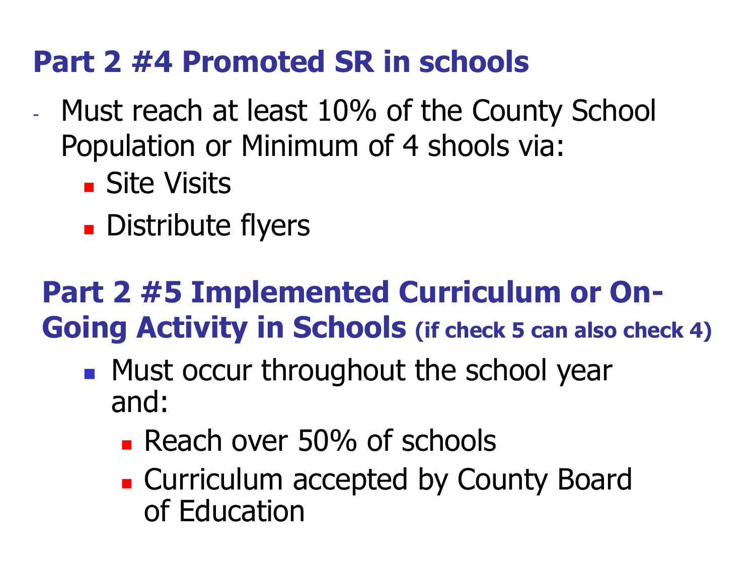## Part 2 #4 Promoted SR in schools

- Must reach at least 10% of the County School Population or Minimum of 4 shools via:
  - Site Visits
  - Distribute flyers

## Part 2 #5 Implemented Curriculum or On-Going Activity in Schools (if check 5 can also check 4)

- Must occur throughout the school year and:
  - Reach over 50% of schools
  - Curriculum accepted by County Board of Education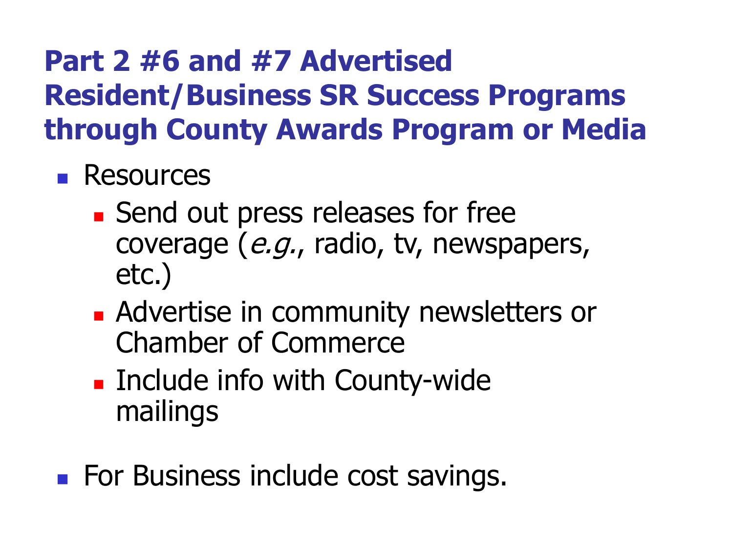# Part 2 #6 and #7 Advertised Resident/Business SR Success Programs through County Awards Program or Media

- Resources
  - Send out press releases for free coverage (*e.g.*, radio, tv, newspapers, etc.)
  - Advertise in community newsletters or Chamber of Commerce
  - Include info with County-wide mailings
- For Business include cost savings.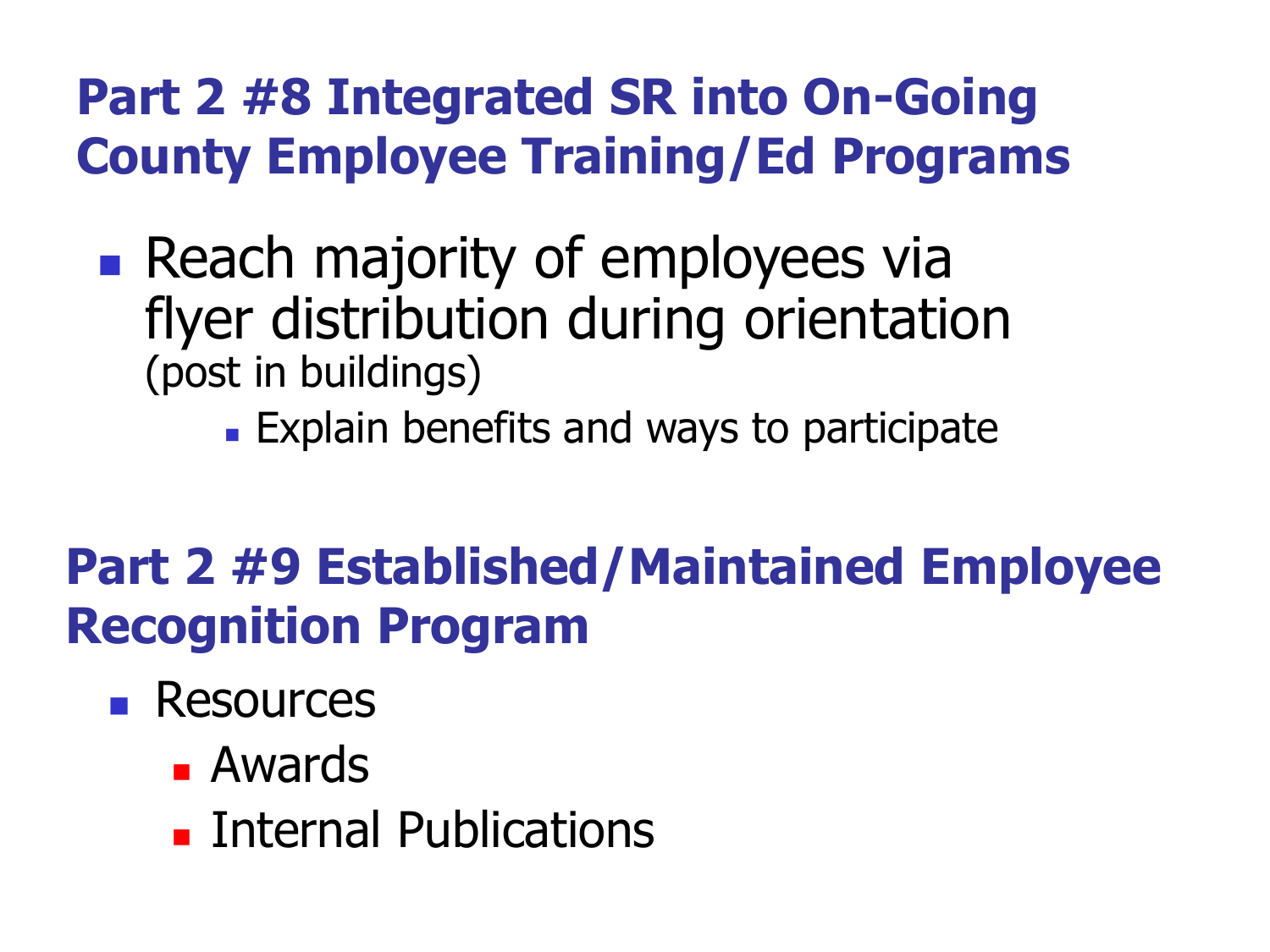## Part 2 #8 Integrated SR into On-Going County Employee Training/Ed Programs

- Reach majority of employees via flyer distribution during orientation (post in buildings)
  - Explain benefits and ways to participate

## Part 2 #9 Established/Maintained Employee Recognition Program

- Resources
  - Awards
  - Internal Publications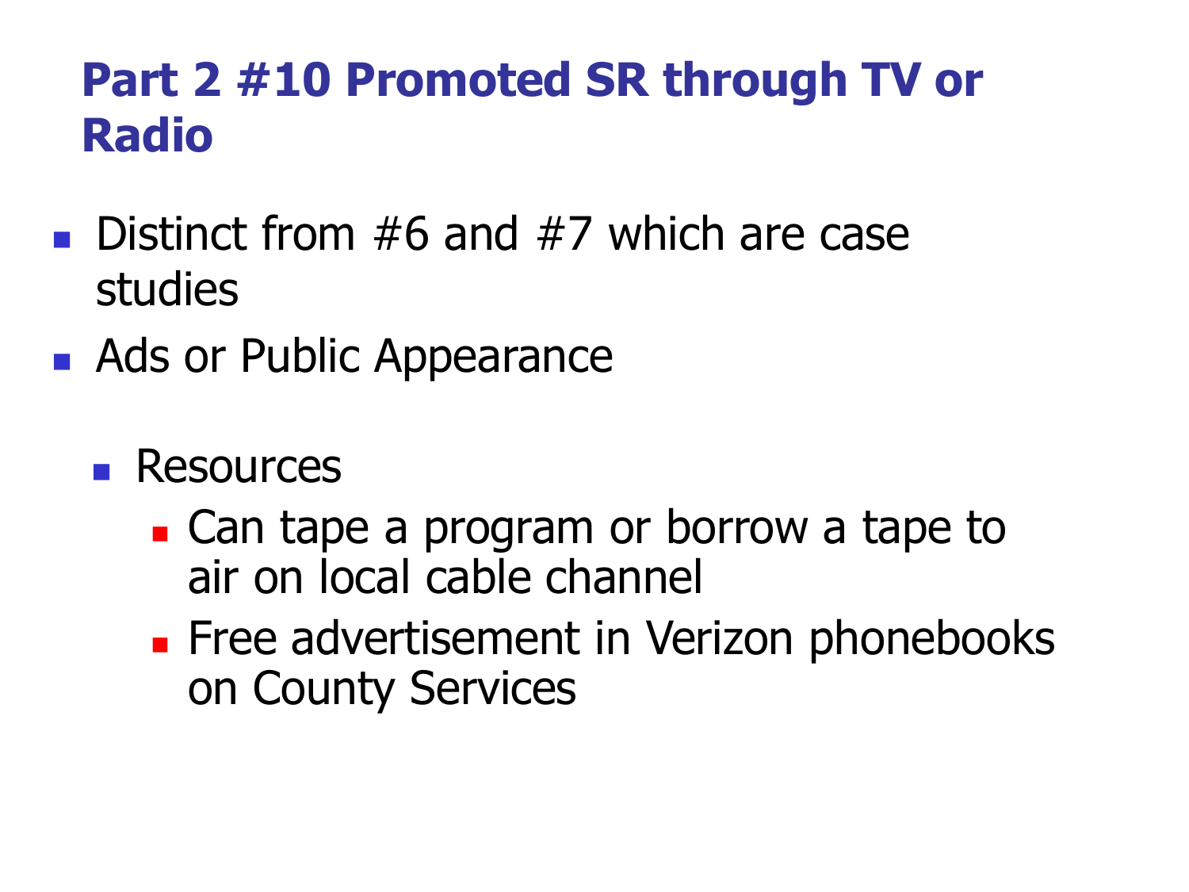# Part 2 #10 Promoted SR through TV or Radio

- Distinct from #6 and #7 which are case studies
- Ads or Public Appearance
  - Resources
    - Can tape a program or borrow a tape to air on local cable channel
    - Free advertisement in Verizon phonebooks on County Services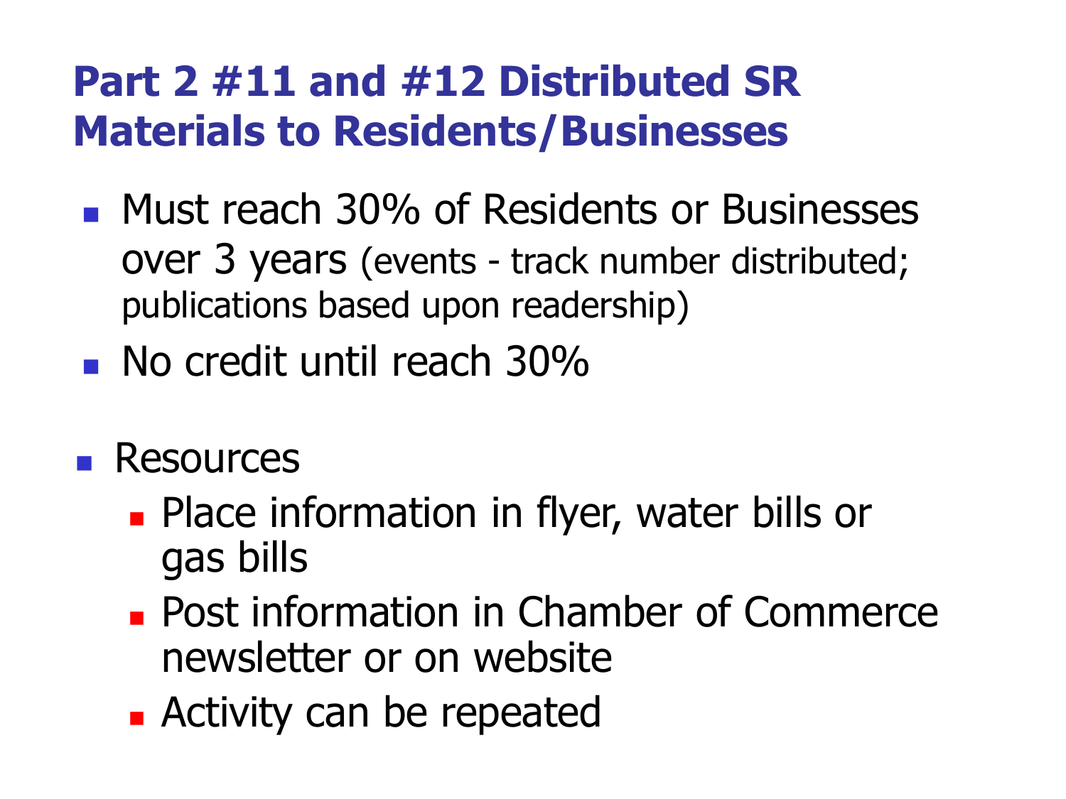# Part 2 #11 and #12 Distributed SR Materials to Residents/Businesses

- Must reach 30% of Residents or Businesses over 3 years (events - track number distributed; publications based upon readership)
- No credit until reach 30%

- Resources
  - Place information in flyer, water bills or gas bills
  - Post information in Chamber of Commerce newsletter or on website
  - Activity can be repeated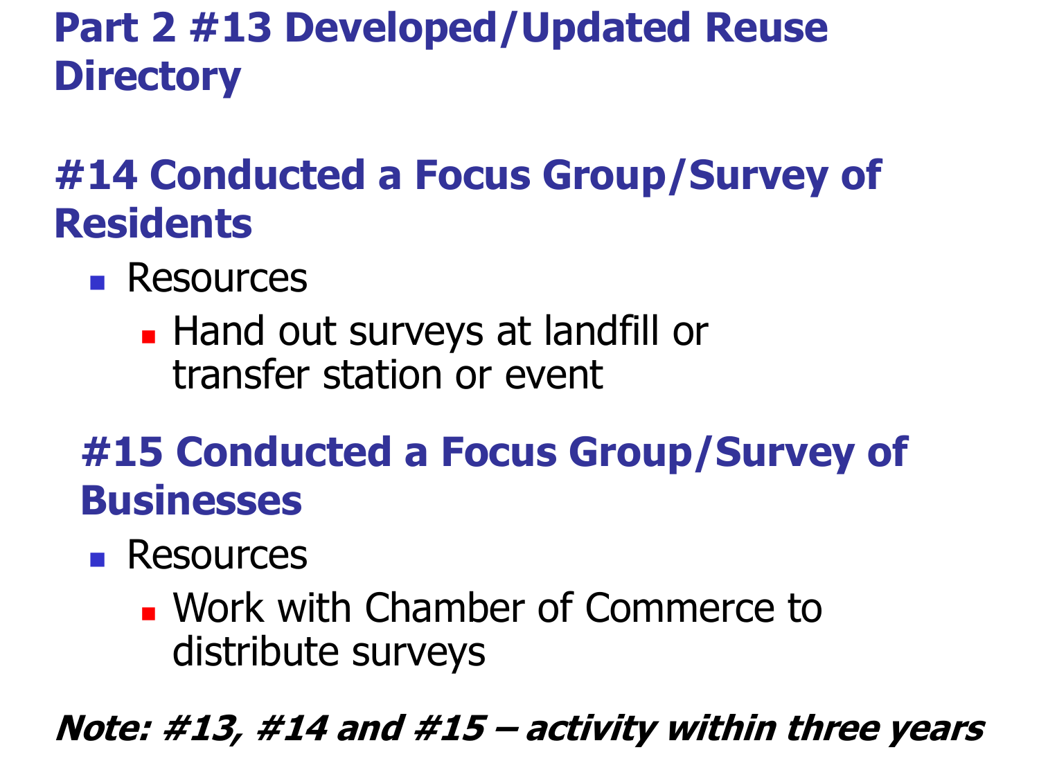## Part 2 #13 Developed/Updated Reuse Directory

## #14 Conducted a Focus Group/Survey of Residents

- Resources
  - Hand out surveys at landfill or transfer station or event

## #15 Conducted a Focus Group/Survey of Businesses

- Resources
  - Work with Chamber of Commerce to distribute surveys

***Note: #13, #14 and #15 – activity within three years***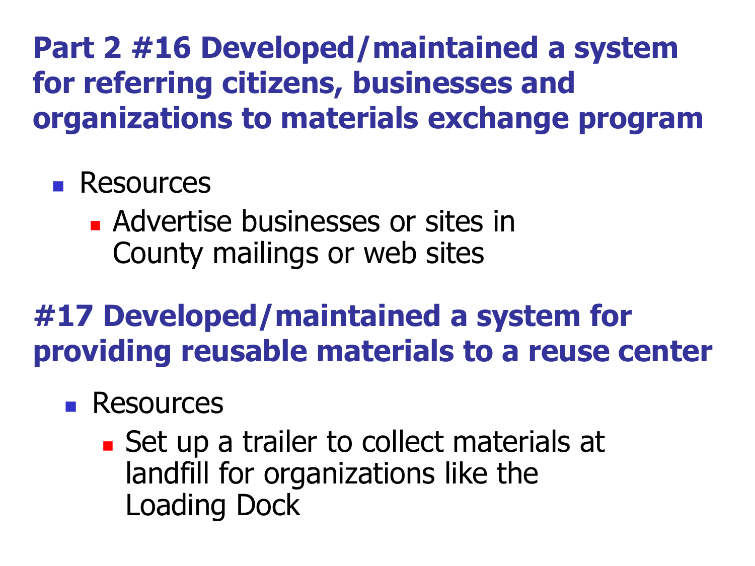## Part 2 #16 Developed/maintained a system for referring citizens, businesses and organizations to materials exchange program

- Resources
  - Advertise businesses or sites in County mailings or web sites

## #17 Developed/maintained a system for providing reusable materials to a reuse center

- Resources
  - Set up a trailer to collect materials at landfill for organizations like the Loading Dock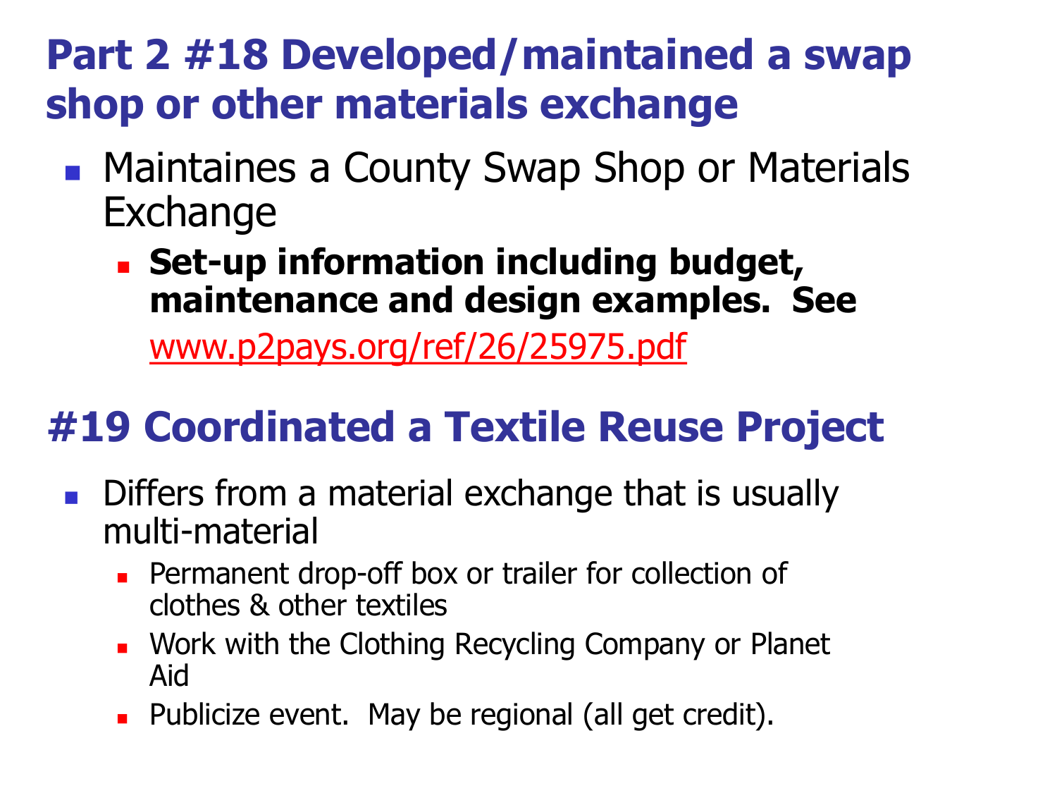## Part 2 #18 Developed/maintained a swap shop or other materials exchange

- Maintaines a County Swap Shop or Materials Exchange
  - **Set-up information including budget, maintenance and design examples. See** www.p2pays.org/ref/26/25975.pdf

## #19 Coordinated a Textile Reuse Project

- Differs from a material exchange that is usually multi-material
  - Permanent drop-off box or trailer for collection of clothes & other textiles
  - Work with the Clothing Recycling Company or Planet Aid
  - Publicize event. May be regional (all get credit).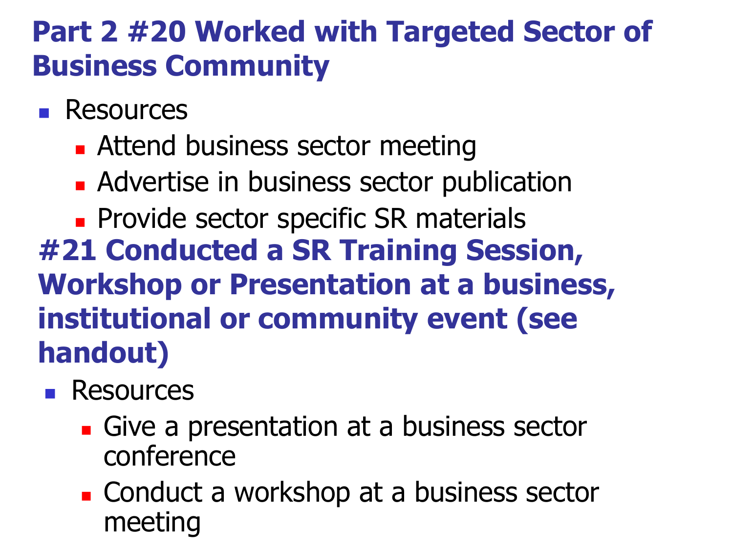## Part 2 #20 Worked with Targeted Sector of Business Community

- Resources
  - Attend business sector meeting
  - Advertise in business sector publication
  - Provide sector specific SR materials

## #21 Conducted a SR Training Session, Workshop or Presentation at a business, institutional or community event (see handout)

- Resources
  - Give a presentation at a business sector conference
  - Conduct a workshop at a business sector meeting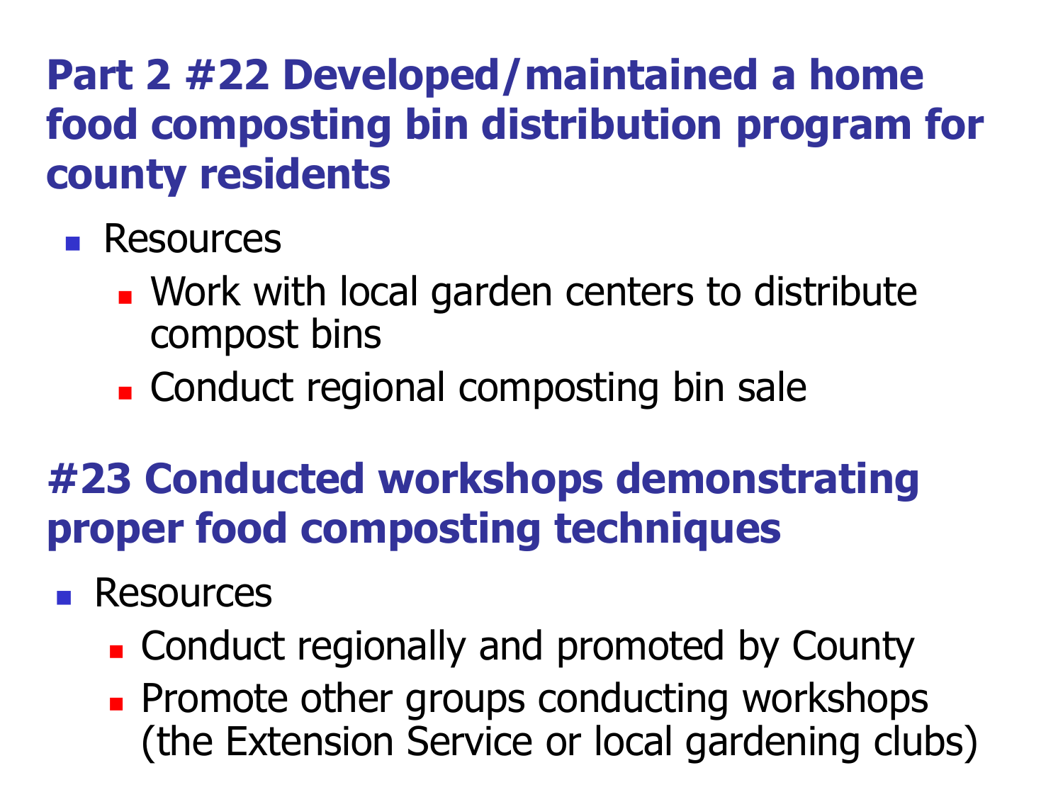## Part 2 #22 Developed/maintained a home food composting bin distribution program for county residents

- Resources
  - Work with local garden centers to distribute compost bins
  - Conduct regional composting bin sale

## #23 Conducted workshops demonstrating proper food composting techniques

- Resources
  - Conduct regionally and promoted by County
  - Promote other groups conducting workshops (the Extension Service or local gardening clubs)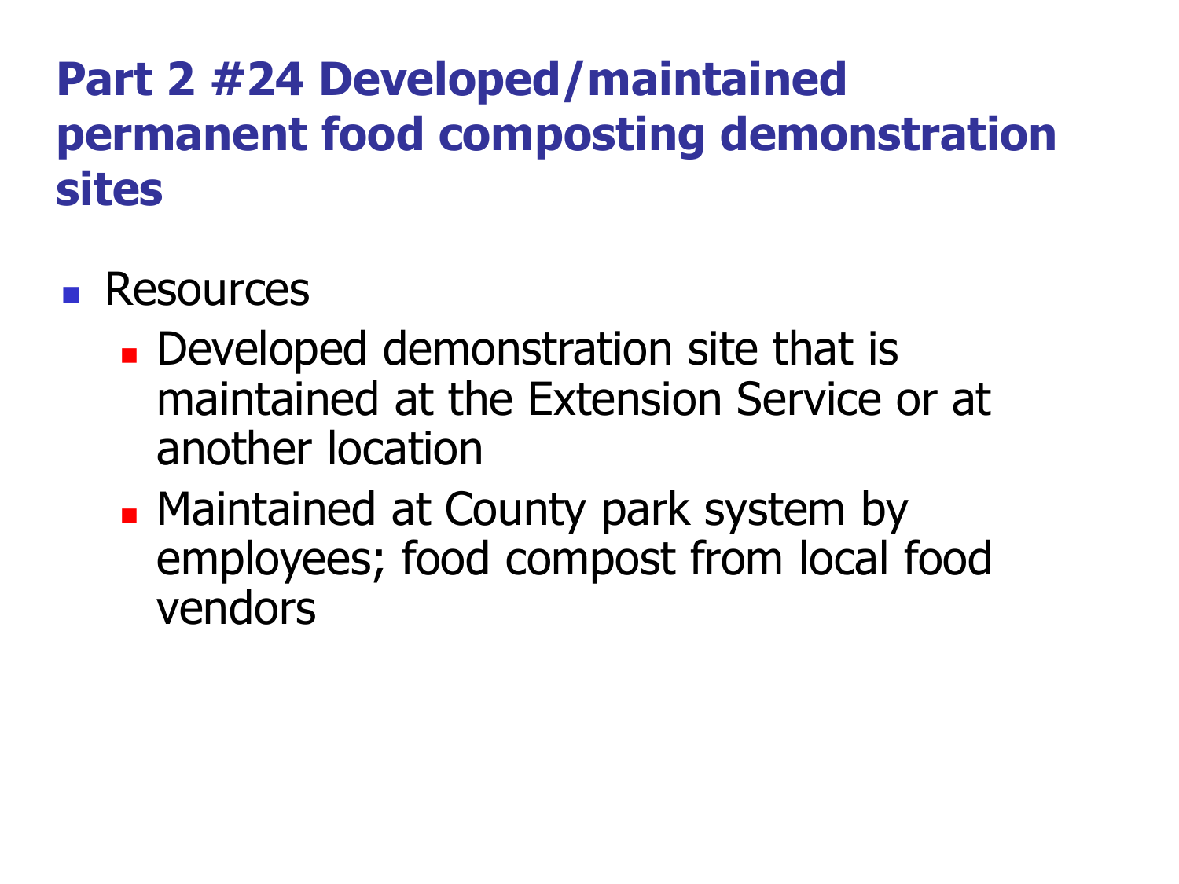# Part 2 #24 Developed/maintained permanent food composting demonstration sites

- Resources
  - Developed demonstration site that is maintained at the Extension Service or at another location
  - Maintained at County park system by employees; food compost from local food vendors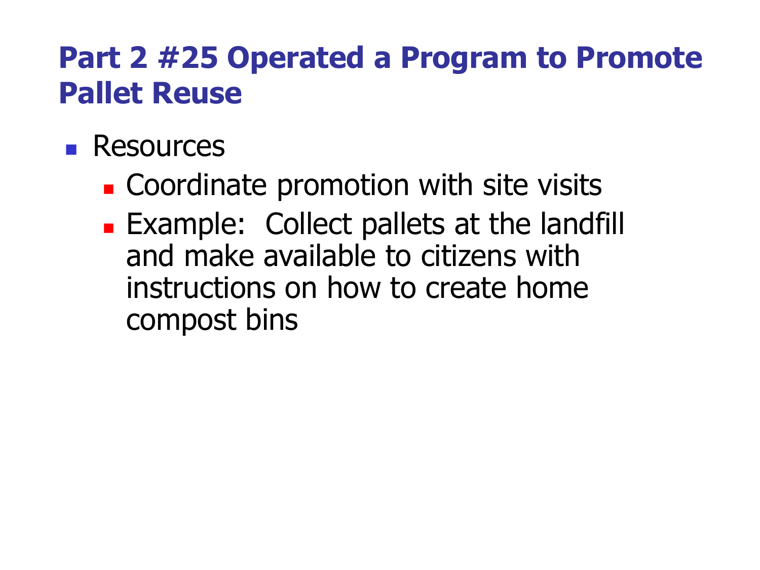# Part 2 #25 Operated a Program to Promote Pallet Reuse

- Resources
  - Coordinate promotion with site visits
  - Example:  Collect pallets at the landfill and make available to citizens with instructions on how to create home compost bins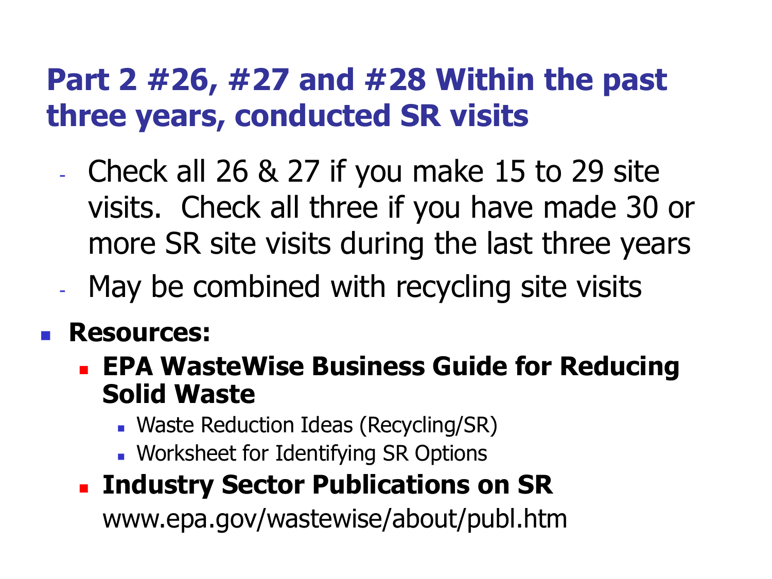# Part 2 #26, #27 and #28 Within the past three years, conducted SR visits

- Check all 26 & 27 if you make 15 to 29 site visits.  Check all three if you have made 30 or more SR site visits during the last three years
- May be combined with recycling site visits

- **Resources:**
  - **EPA WasteWise Business Guide for Reducing Solid Waste**
    - Waste Reduction Ideas (Recycling/SR)
    - Worksheet for Identifying SR Options
  - **Industry Sector Publications on SR**

    www.epa.gov/wastewise/about/publ.htm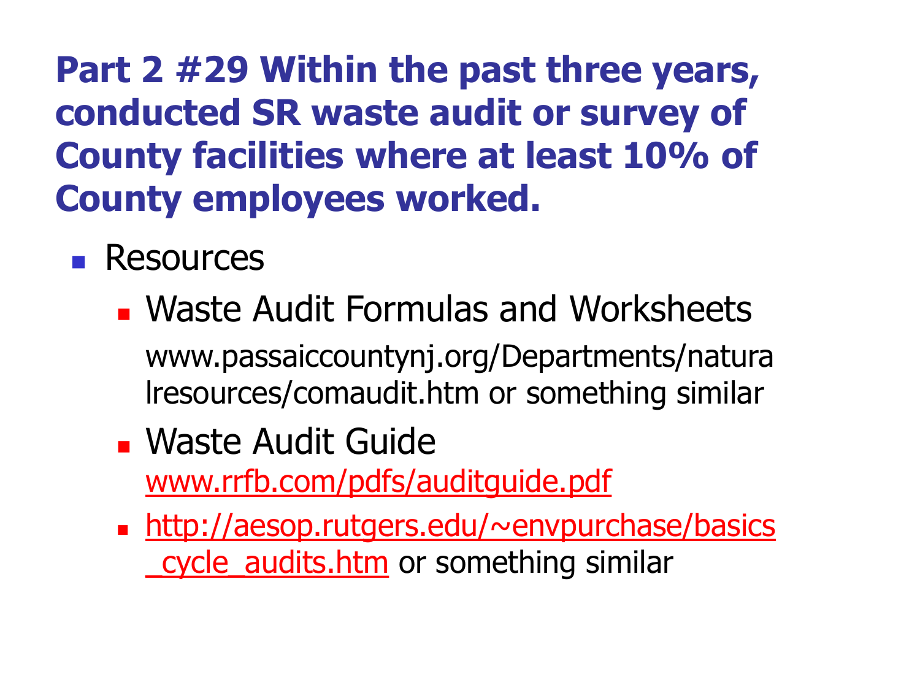# Part 2 #29 Within the past three years, conducted SR waste audit or survey of County facilities where at least 10% of County employees worked.

- Resources
  - Waste Audit Formulas and Worksheets
    www.passaiccountynj.org/Departments/naturalresources/comaudit.htm or something similar
  - Waste Audit Guide
    www.rrfb.com/pdfs/auditguide.pdf
  - http://aesop.rutgers.edu/~envpurchase/basics_cycle_audits.htm or something similar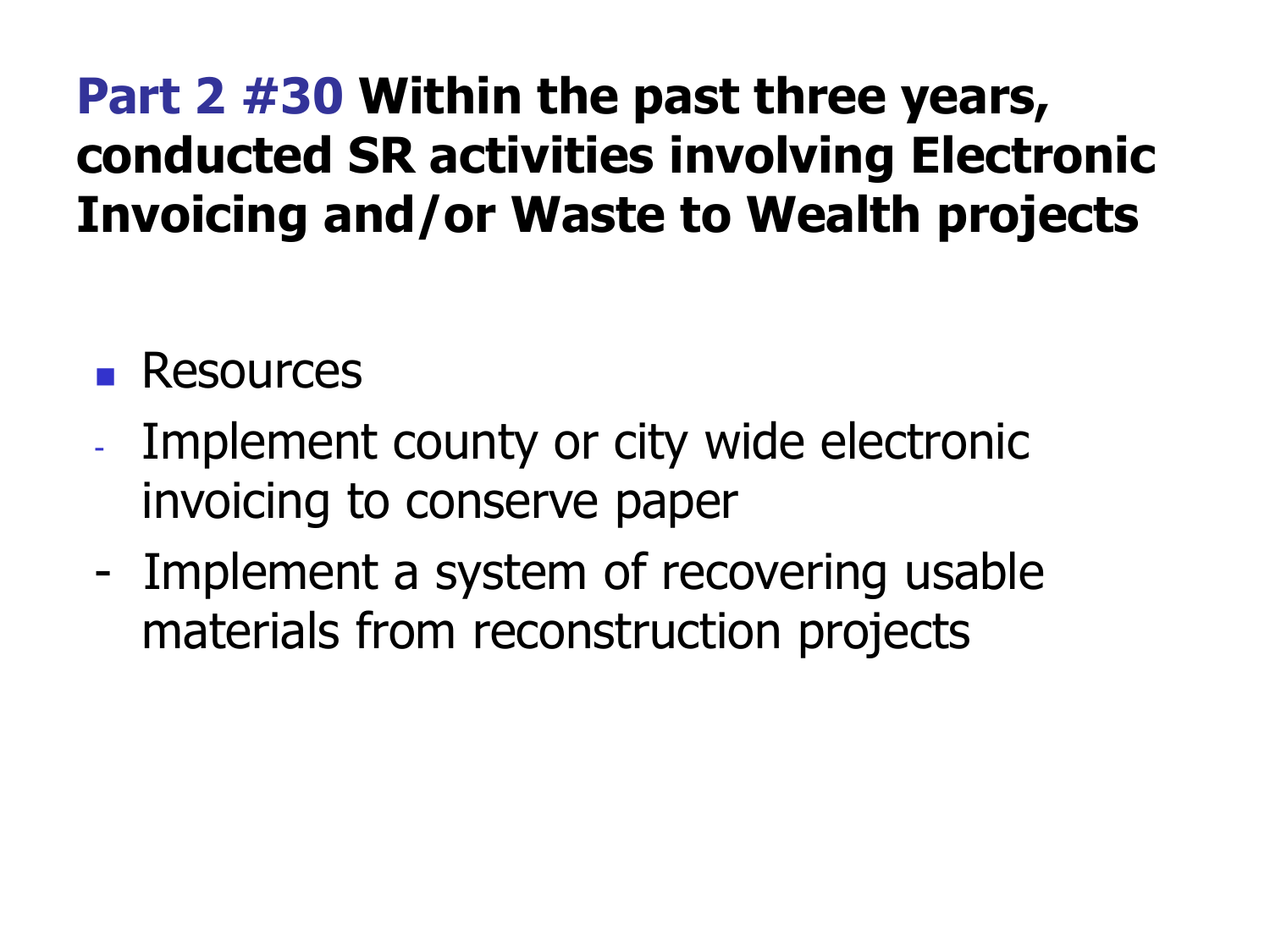# Part 2 #30 Within the past three years, conducted SR activities involving Electronic Invoicing and/or Waste to Wealth projects

- Resources
  - Implement county or city wide electronic invoicing to conserve paper
  - Implement a system of recovering usable materials from reconstruction projects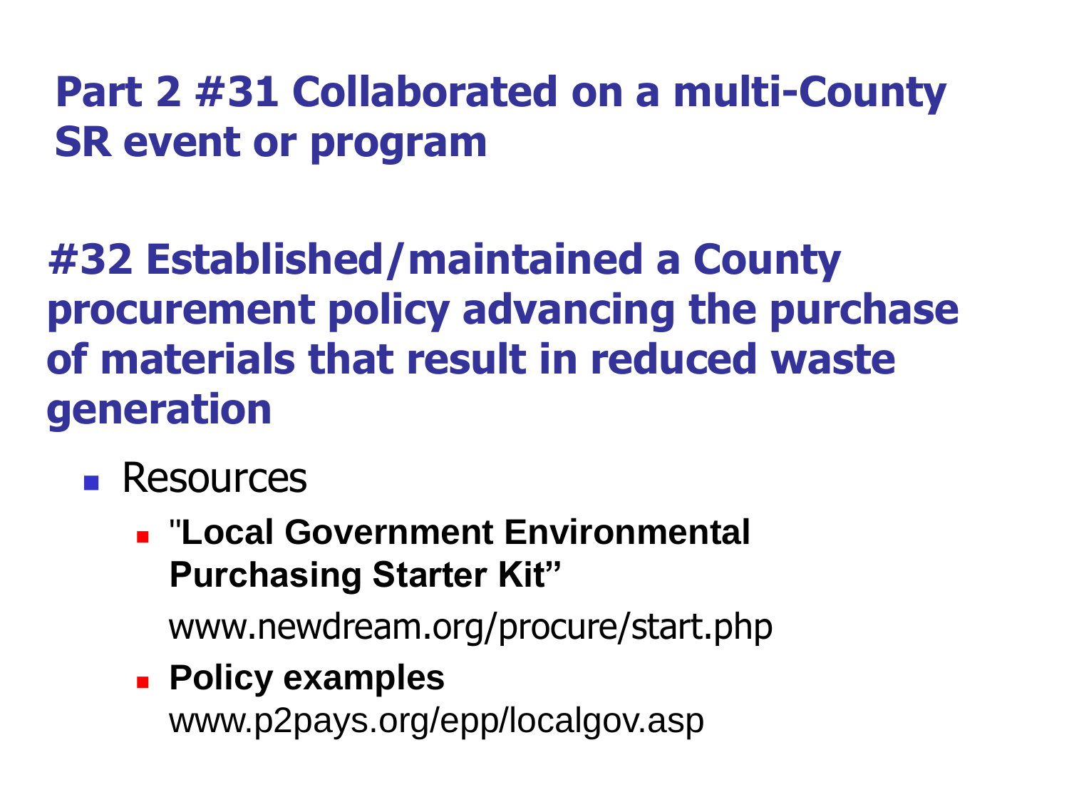## Part 2 #31 Collaborated on a multi-County SR event or program

## #32 Established/maintained a County procurement policy advancing the purchase of materials that result in reduced waste generation

- Resources
  - "**Local Government Environmental Purchasing Starter Kit"**

    www.newdream.org/procure/start.php
  - **Policy examples**
    www.p2pays.org/epp/localgov.asp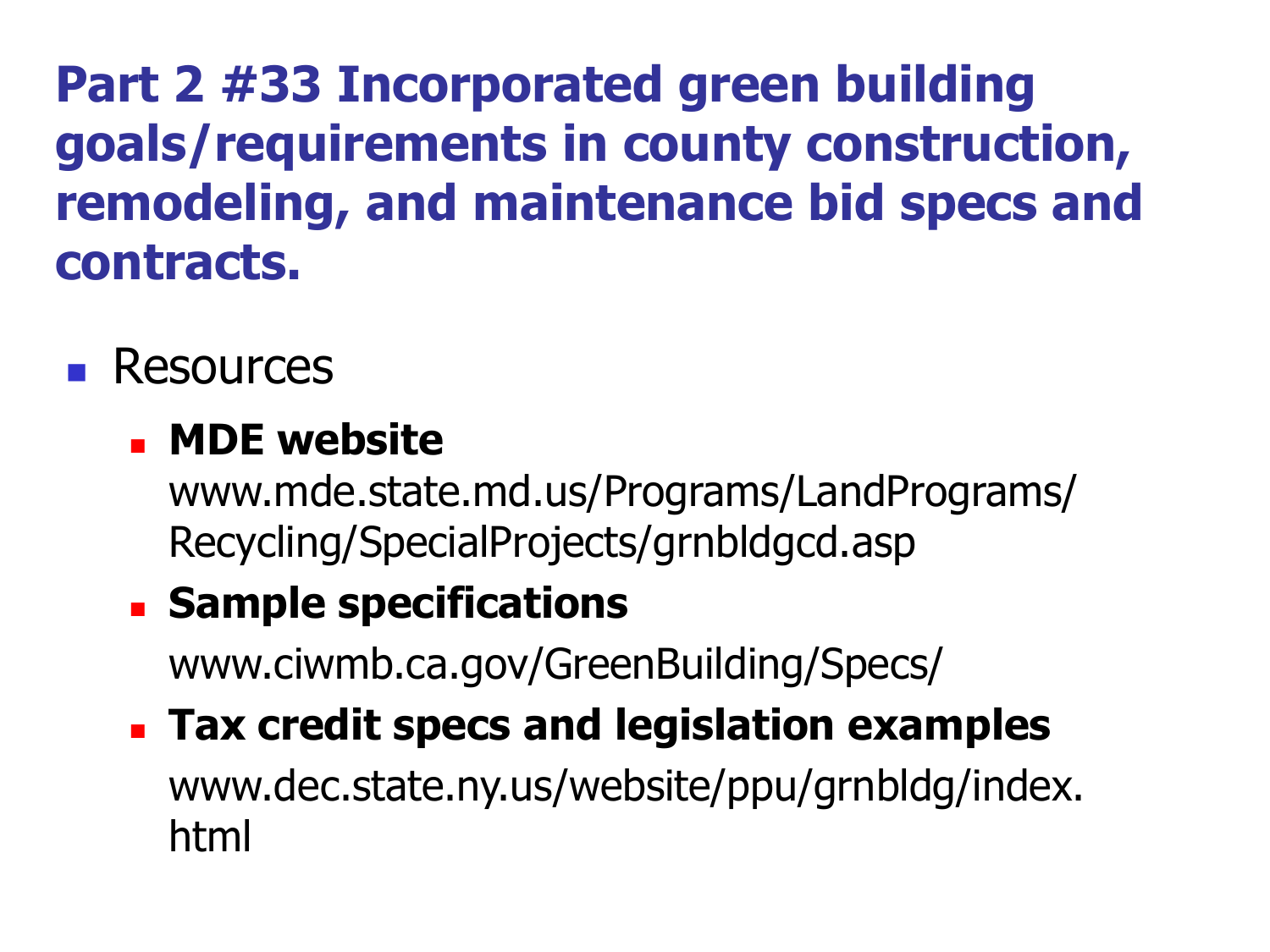# Part 2 #33 Incorporated green building goals/requirements in county construction, remodeling, and maintenance bid specs and contracts.

- Resources
  - **MDE website**
    www.mde.state.md.us/Programs/LandPrograms/Recycling/SpecialProjects/grnbldgcd.asp
  - **Sample specifications**
    www.ciwmb.ca.gov/GreenBuilding/Specs/
  - **Tax credit specs and legislation examples**
    www.dec.state.ny.us/website/ppu/grnbldg/index.html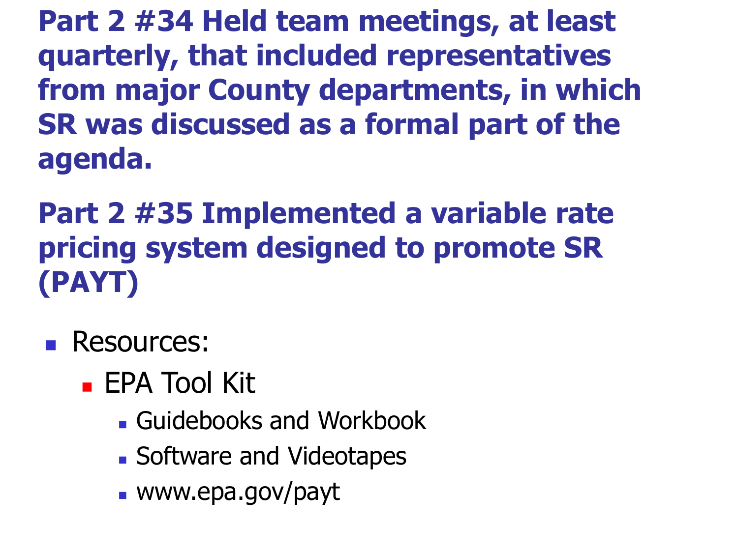## Part 2 #34 Held team meetings, at least quarterly, that included representatives from major County departments, in which SR was discussed as a formal part of the agenda.

## Part 2 #35 Implemented a variable rate pricing system designed to promote SR (PAYT)

- Resources:
  - EPA Tool Kit
    - Guidebooks and Workbook
    - Software and Videotapes
    - www.epa.gov/payt